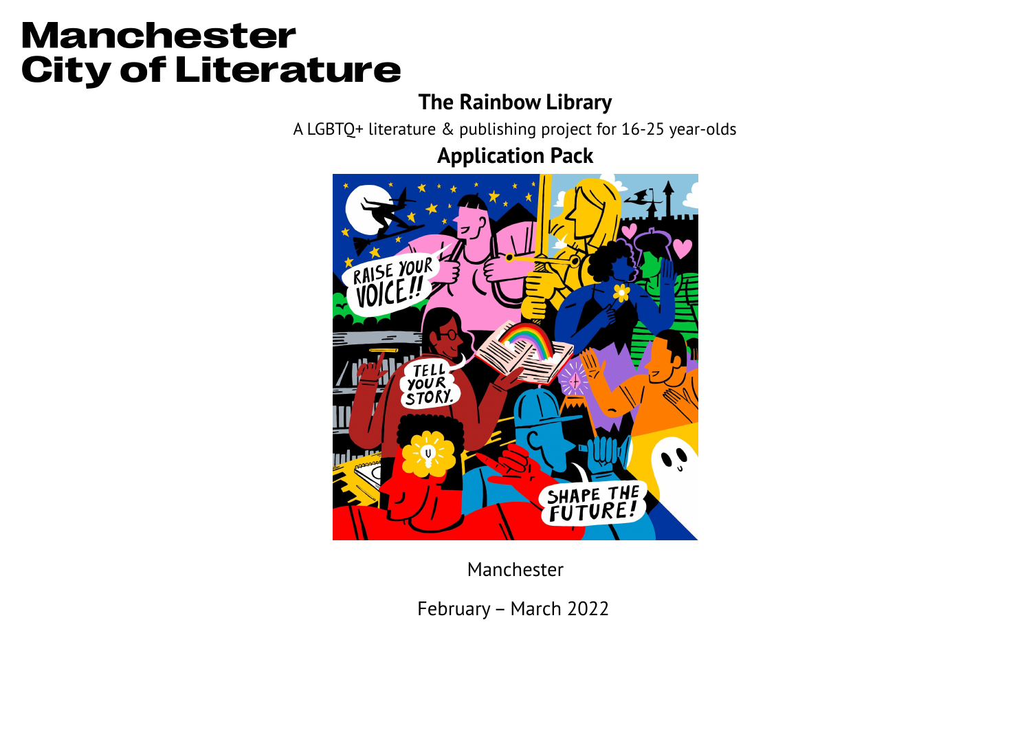# Manchester City of Literature

## The Rainbow Library

A LGBTQ+ literature & publishing project for 16-25 year-olds

## Application Pack

Manchester

February – March 2022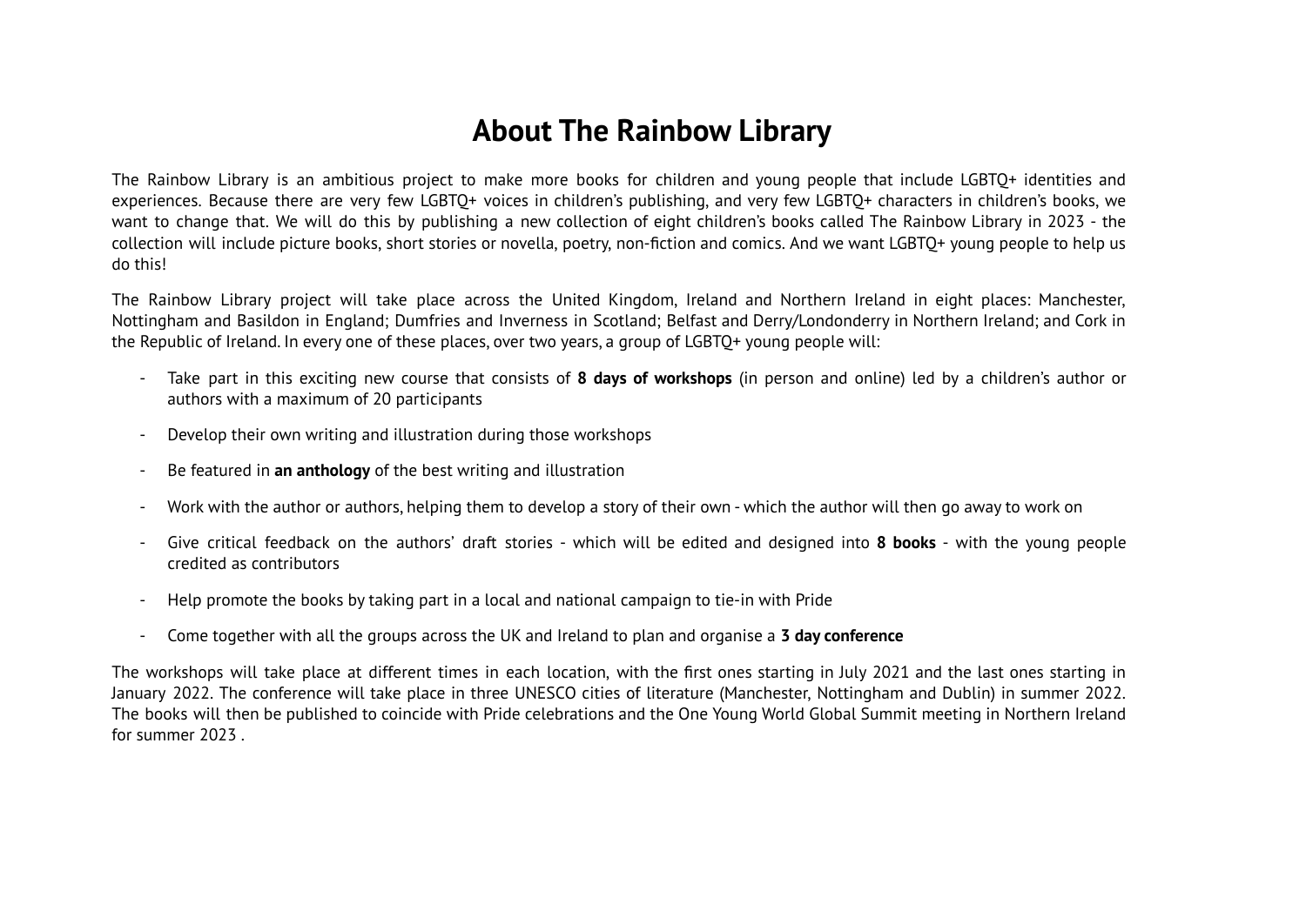# About The Rainbow Library

The Rainbow Library is an ambitious project to make more books for children and young people that include LGBTQ+ identities and experiences. Because there are very few LGBTQ+ voices in children's publishing, and very few LGBTQ+ characters in children's books, we want to change that. We will do this by publishing a new collection of eight children's books called The Rainbow Library in 2023 - the collection will include picture books, short stories or novella, poetry, non-fiction and comics. And we want LGBTQ+ young people to help us do this!

The Rainbow Library project will take place across the United Kingdom, Ireland and Northern Ireland in eight places: Manchester, Nottingham and Basildon in England; Dumfries and Inverness in Scotland; Belfast and Derry/Londonderry in Northern Ireland; and Cork in the Republic of Ireland. In every one of these places, over two years, a group of LGBTQ+ young people will:

- Take part in this exciting new course that consists of **8 days of workshops** (in person and online) led by a children's author or authors with a maximum of 20 participants
- Develop their own writing and illustration during those workshops
- Be featured in **an anthology** of the best writing and illustration
- Work with the author or authors, helping them to develop a story of their own - which the author will then go away to work on
- Give critical feedback on the authors' draft stories - which will be edited and designed into **8 books** - with the young people credited as contributors
- Help promote the books by taking part in a local and national campaign to tie-in with Pride
- Come together with all the groups across the UK and Ireland to plan and organise a **3 day conference**

The workshops will take place at different times in each location, with the first ones starting in July 2021 and the last ones starting in January 2022. The conference will take place in three UNESCO cities of literature (Manchester, Nottingham and Dublin) in summer 2022. The books will then be published to coincide with Pride celebrations and the One Young World Global Summit meeting in Northern Ireland for summer 2023 .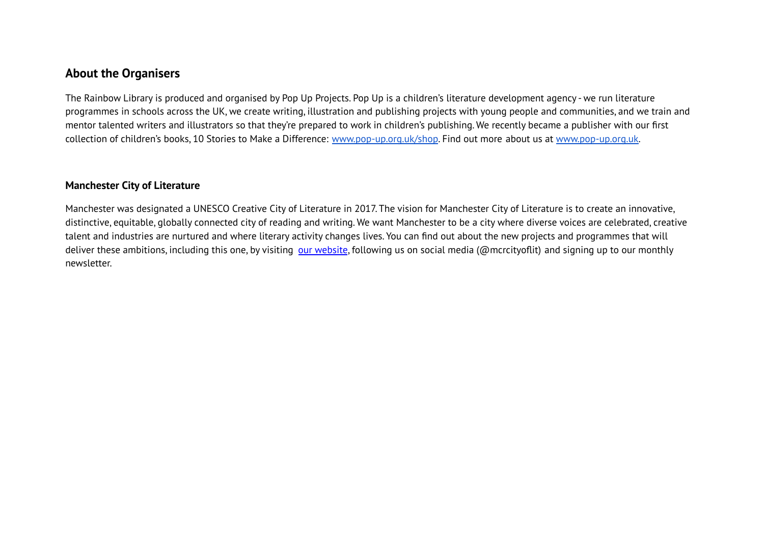## About the Organisers

The Rainbow Library is produced and organised by Pop Up Projects. Pop Up is a children's literature development agency - we run literature programmes in schools across the UK, we create writing, illustration and publishing projects with young people and communities, and we train and mentor talented writers and illustrators so that they're prepared to work in children's publishing. We recently became a publisher with our first collection of children's books, 10 Stories to Make a Difference: [www.pop-up.org.uk/shop](www.pop-up.org.uk/shop). Find out more about us at [www.pop-up.org.uk](www.pop-up.org.uk).

### Manchester City of Literature

Manchester was designated a UNESCO Creative City of Literature in 2017. The vision for Manchester City of Literature is to create an innovative, distinctive, equitable, globally connected city of reading and writing. We want Manchester to be a city where diverse voices are celebrated, creative talent and industries are nurtured and where literary activity changes lives. You can find out about the new projects and programmes that will deliver these ambitions, including this one, by visiting our website, following us on social media (@mcrcityoflit) and signing up to our monthly newsletter.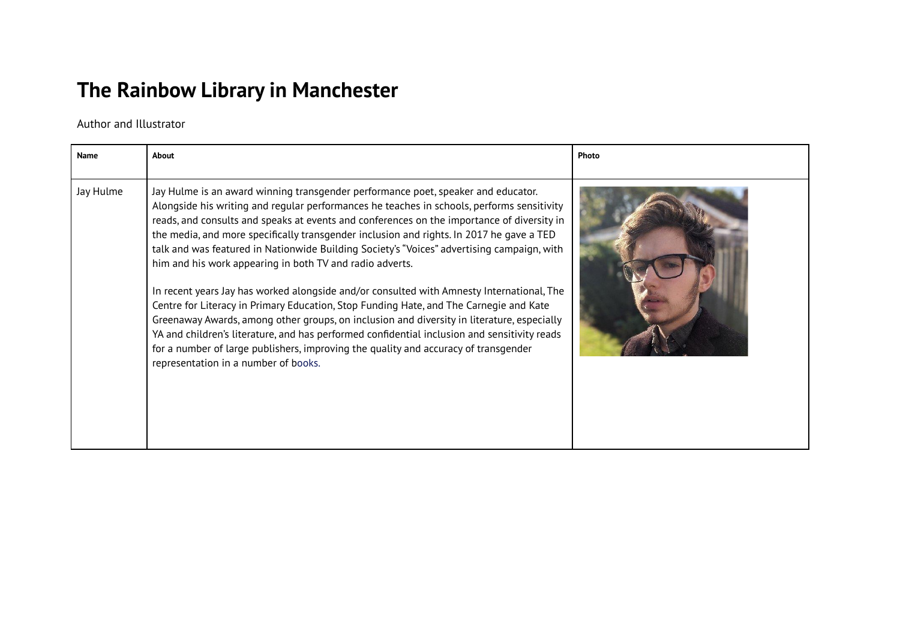# The Rainbow Library in Manchester

Author and Illustrator

| Name | About | Photo |
| --- | --- | --- |
| Jay Hulme | Jay Hulme is an award winning transgender performance poet, speaker and educator. Alongside his writing and regular performances he teaches in schools, performs sensitivity reads, and consults and speaks at events and conferences on the importance of diversity in the media, and more specifically transgender inclusion and rights. In 2017 he gave a TED talk and was featured in Nationwide Building Society's "Voices" advertising campaign, with him and his work appearing in both TV and radio adverts.<br><br>In recent years Jay has worked alongside and/or consulted with Amnesty International, The Centre for Literacy in Primary Education, Stop Funding Hate, and The Carnegie and Kate Greenaway Awards, among other groups, on inclusion and diversity in literature, especially YA and children's literature, and has performed confidential inclusion and sensitivity reads for a number of large publishers, improving the quality and accuracy of transgender representation in a number of books. | |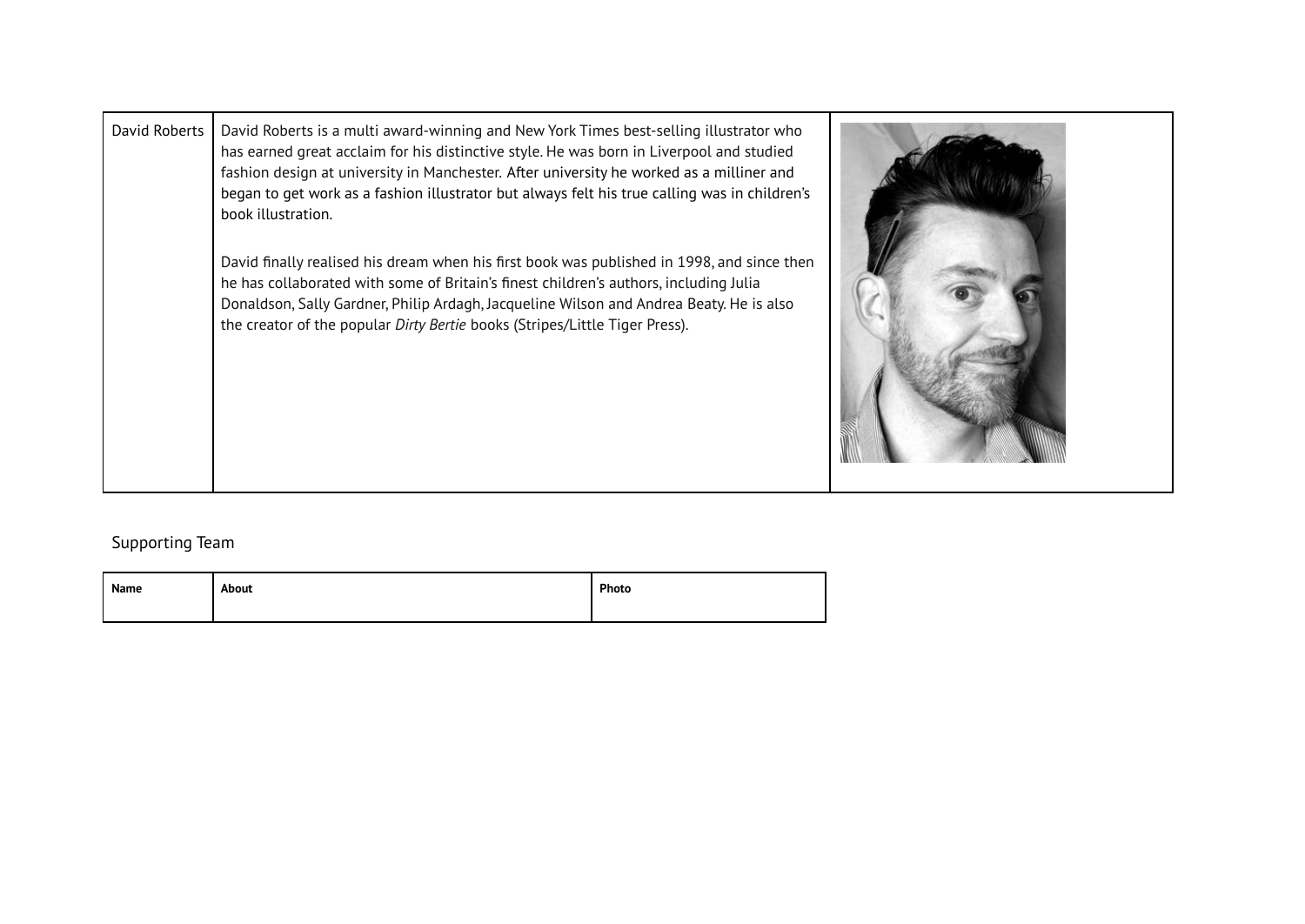| David Roberts | David Roberts is a multi award-winning and New York Times best-selling illustrator who has earned great acclaim for his distinctive style. He was born in Liverpool and studied fashion design at university in Manchester. After university he worked as a milliner and began to get work as a fashion illustrator but always felt his true calling was in children's book illustration.<br><br>David finally realised his dream when his first book was published in 1998, and since then he has collaborated with some of Britain's finest children's authors, including Julia Donaldson, Sally Gardner, Philip Ardagh, Jacqueline Wilson and Andrea Beaty. He is also the creator of the popular *Dirty Bertie* books (Stripes/Little Tiger Press). | |
|---|---|---|

Supporting Team

| Name | About | Photo |
|---|---|---|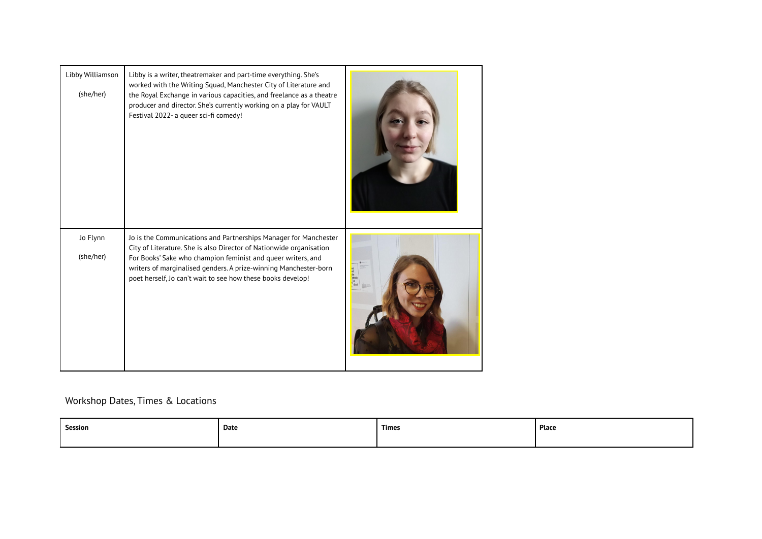| | | |
|---|---|---|
| Libby Williamson<br><br>(she/her) | Libby is a writer, theatremaker and part-time everything. She's worked with the Writing Squad, Manchester City of Literature and the Royal Exchange in various capacities, and freelance as a theatre producer and director. She's currently working on a play for VAULT Festival 2022- a queer sci-fi comedy! | |
| Jo Flynn<br><br>(she/her) | Jo is the Communications and Partnerships Manager for Manchester City of Literature. She is also Director of Nationwide organisation For Books' Sake who champion feminist and queer writers, and writers of marginalised genders. A prize-winning Manchester-born poet herself, Jo can't wait to see how these books develop! | |

## Workshop Dates, Times & Locations

| Session | Date | Times | Place |
|---|---|---|---|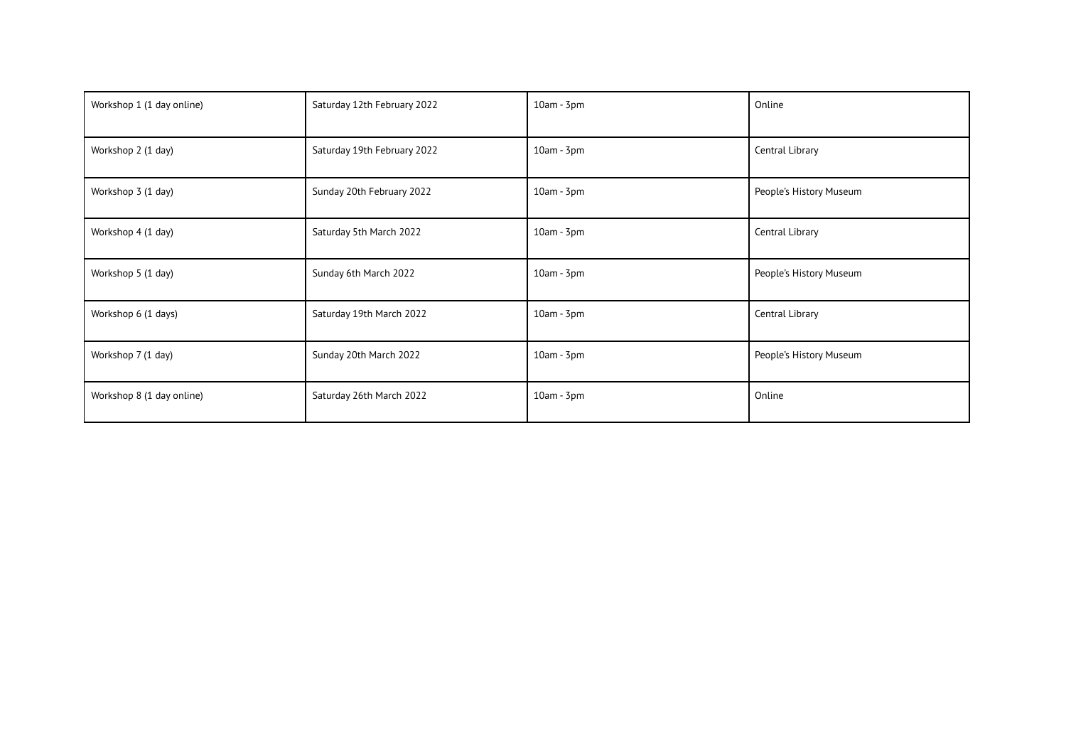| Workshop 1 (1 day online) | Saturday 12th February 2022 | 10am - 3pm | Online |
|---|---|---|---|
| Workshop 2 (1 day) | Saturday 19th February 2022 | 10am - 3pm | Central Library |
| Workshop 3 (1 day) | Sunday 20th February 2022 | 10am - 3pm | People's History Museum |
| Workshop 4 (1 day) | Saturday 5th March 2022 | 10am - 3pm | Central Library |
| Workshop 5 (1 day) | Sunday 6th March 2022 | 10am - 3pm | People's History Museum |
| Workshop 6 (1 days) | Saturday 19th March 2022 | 10am - 3pm | Central Library |
| Workshop 7 (1 day) | Sunday 20th March 2022 | 10am - 3pm | People's History Museum |
| Workshop 8 (1 day online) | Saturday 26th March 2022 | 10am - 3pm | Online |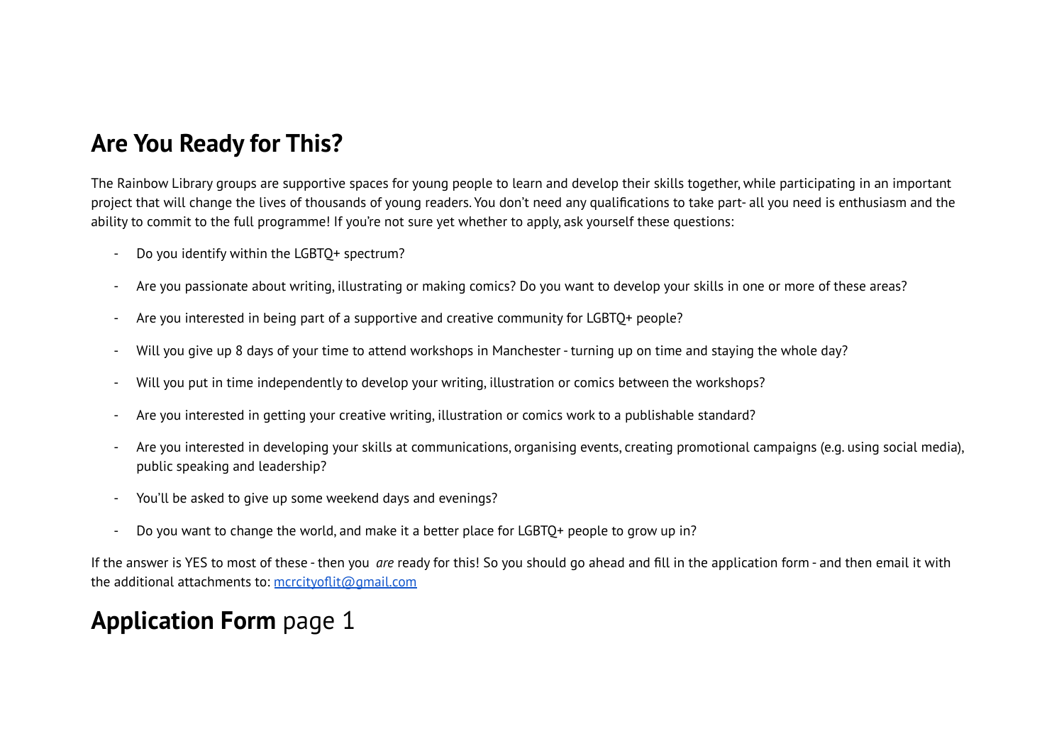## Are You Ready for This?

The Rainbow Library groups are supportive spaces for young people to learn and develop their skills together, while participating in an important project that will change the lives of thousands of young readers. You don't need any qualifications to take part- all you need is enthusiasm and the ability to commit to the full programme! If you're not sure yet whether to apply, ask yourself these questions:

- Do you identify within the LGBTQ+ spectrum?
- Are you passionate about writing, illustrating or making comics? Do you want to develop your skills in one or more of these areas?
- Are you interested in being part of a supportive and creative community for LGBTQ+ people?
- Will you give up 8 days of your time to attend workshops in Manchester - turning up on time and staying the whole day?
- Will you put in time independently to develop your writing, illustration or comics between the workshops?
- Are you interested in getting your creative writing, illustration or comics work to a publishable standard?
- Are you interested in developing your skills at communications, organising events, creating promotional campaigns (e.g. using social media), public speaking and leadership?
- You'll be asked to give up some weekend days and evenings?
- Do you want to change the world, and make it a better place for LGBTQ+ people to grow up in?

If the answer is YES to most of these - then you *are* ready for this! So you should go ahead and fill in the application form - and then email it with the additional attachments to: mcrcityoflit@gmail.com

## **Application Form** page 1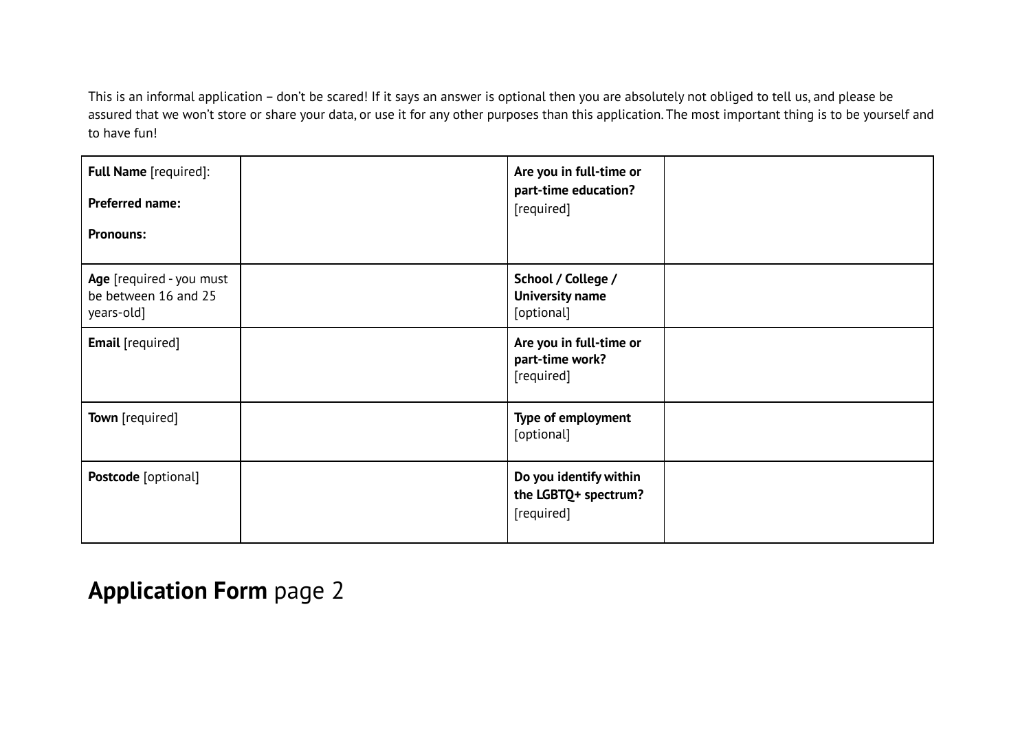This is an informal application – don't be scared! If it says an answer is optional then you are absolutely not obliged to tell us, and please be assured that we won't store or share your data, or use it for any other purposes than this application. The most important thing is to be yourself and to have fun!

| | | | |
|---|---|---|---|
| **Full Name** [required]:<br><br>**Preferred name:**<br><br>**Pronouns:** | | **Are you in full-time or part-time education?** [required] | |
| **Age** [required - you must be between 16 and 25 years-old] | | **School / College / University name** [optional] | |
| **Email** [required] | | **Are you in full-time or part-time work?** [required] | |
| **Town** [required] | | **Type of employment** [optional] | |
| **Postcode** [optional] | | **Do you identify within the LGBTQ+ spectrum?** [required] | |

## **Application Form** page 2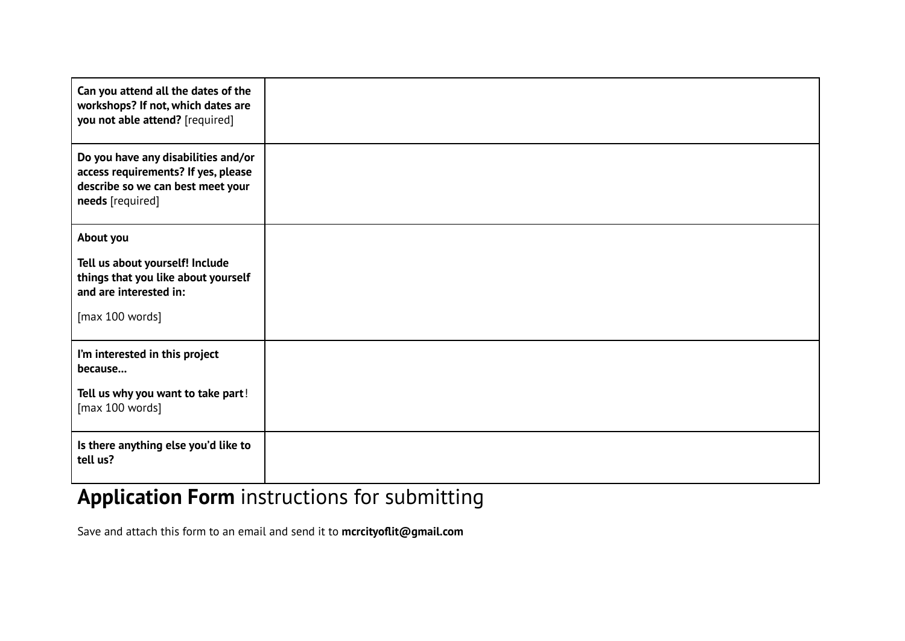| | |
|---|---|
| **Can you attend all the dates of the workshops? If not, which dates are you not able attend?** [required] | |
| **Do you have any disabilities and/or access requirements? If yes, please describe so we can best meet your needs** [required] | |
| **About you**<br><br>**Tell us about yourself! Include things that you like about yourself and are interested in:**<br><br>[max 100 words] | |
| **I'm interested in this project because...**<br><br>**Tell us why you want to take part**!<br>[max 100 words] | |
| **Is there anything else you'd like to tell us?** | |

## **Application Form** instructions for submitting

Save and attach this form to an email and send it to **mcrcityoflit@gmail.com**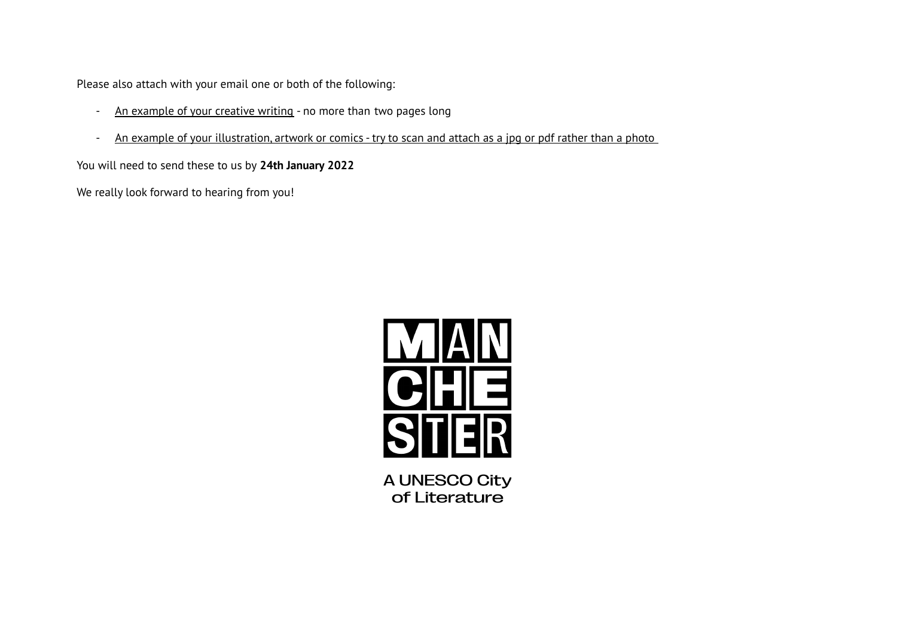Please also attach with your email one or both of the following:

- An example of your creative writing - no more than two pages long
- An example of your illustration, artwork or comics - try to scan and attach as a jpg or pdf rather than a photo

You will need to send these to us by **24th January 2022**

We really look forward to hearing from you!

MAN
CHE
STER

A UNESCO City
of Literature